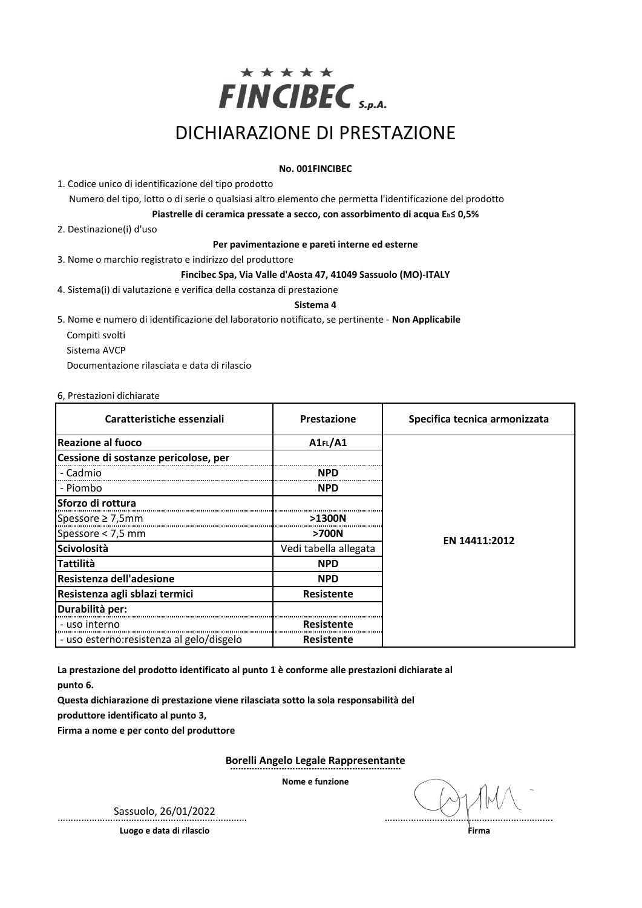# FINCIBEC S.p.A.

# DICHIARAZIONE DI PRESTAZIONE

**No. 001FINCIBEC**

1. Codice unico di identificazione del tipo prodotto

   Numero del tipo, lotto o di serie o qualsiasi altro elemento che permetta l'identificazione del prodotto

   **Piastrelle di ceramica pressate a secco, con assorbimento di acqua $E_b \leq$ 0,5%**

2. Destinazione(i) d'uso

   **Per pavimentazione e pareti interne ed esterne**

3. Nome o marchio registrato e indirizzo del produttore

   **Fincibec Spa, Via Valle d'Aosta 47, 41049 Sassuolo (MO)-ITALY**

4. Sistema(i) di valutazione e verifica della costanza di prestazione

   **Sistema 4**

5. Nome e numero di identificazione del laboratorio notificato, se pertinente - **Non Applicabile**

   Compiti svolti

   Sistema AVCP

   Documentazione rilasciata e data di rilascio

6, Prestazioni dichiarate

| Caratteristiche essenziali | Prestazione | Specifica tecnica armonizzata |
|---|---|---|
| **Reazione al fuoco** | **$A1_{FL}$/A1** | EN 14411:2012 |
| **Cessione di sostanze pericolose, per** | | |
| - Cadmio | **NPD** | |
| - Piombo | **NPD** | |
| **Sforzo di rottura** | | |
| Spessore ≥ 7,5mm | **>1300N** | |
| Spessore < 7,5 mm | **>700N** | |
| **Scivolosità** | Vedi tabella allegata | |
| **Tattilità** | **NPD** | |
| **Resistenza dell'adesione** | **NPD** | |
| **Resistenza agli sblazi termici** | **Resistente** | |
| **Durabilità per:** | | |
| - uso interno | **Resistente** | |
| - uso esterno:resistenza al gelo/disgelo | **Resistente** | |

**La prestazione del prodotto identificato al punto 1 è conforme alle prestazioni dichiarate al punto 6.**

**Questa dichiarazione di prestazione viene rilasciata sotto la sola responsabilità del produttore identificato al punto 3,**

**Firma a nome e per conto del produttore**

**Borelli Angelo Legale Rappresentante**

**Nome e funzione**

Sassuolo, 26/01/2022

**Luogo e data di rilascio**

**Firma**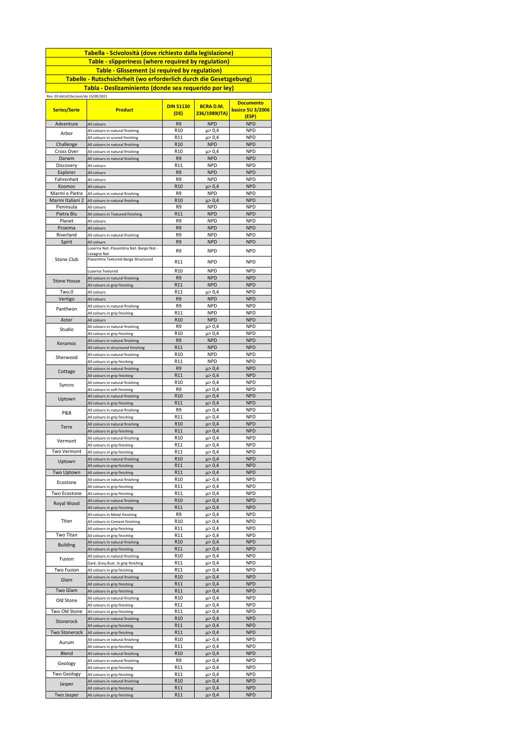**Tabella - Scivolosità (dove richiesto dalla legislazione)**
**Table - slipperiness (where required by regulation)**
**Table - Glissement (si required by regulation)**
**Tabelle - Rutschsichrheit (wo erforderlich durch die Gesetzgebung)**
**Tabla - Deslizaminiento (donde sea requerido por ley)**

Rev. 03 del/of/de/vom/de 15/09/2021

| Series/Serie | Product | DIN 51130 (DE) | BCRA D.M. 236/1989(ITA) | Documento basico SU 3/2006 (ESP) |
|---|---|---|---|---|
| Adventure | All colours | R9 | NPD | NPD |
| Arbor | All colours in natural finishing | R10 | μ> 0,4 | NPD |
| | All colours in scored finishing | R11 | μ> 0,4 | NPD |
| Challenge | All colours in natural finishing | R10 | NPD | NPD |
| Cross Over | All colours in natural finishing | R10 | μ> 0,4 | NPD |
| Darwin | All colours in natural finishing | R9 | NPD | NPD |
| Discovery | All colours | R11 | NPD | NPD |
| Explorer | All colours | R9 | NPD | NPD |
| Fahrenheit | All colours | R9 | NPD | NPD |
| Kosmos | All colours | R10 | μ> 0,4 | NPD |
| Marmi e Pietre | All colours in natural finishing | R9 | NPD | NPD |
| Marmi Italiani 2 | All colours in natural finishing | R10 | μ> 0,4 | NPD |
| Peninsula | All colours | R9 | NPD | NPD |
| Pietra Blu | All colours in Textured finishing | R11 | NPD | NPD |
| Planet | All colours | R9 | NPD | NPD |
| Proxima | All colours | R9 | NPD | NPD |
| Riverland | All colours in natural finishing | R9 | NPD | NPD |
| Spirit | All colours | R9 | NPD | NPD |
| Stone Club | Luserna Nat.-Piasentina Nat.-Barge Nat.-Lavagna Nat | R9 | NPD | NPD |
| | Piasentina Textured-Barge Structured | R11 | NPD | NPD |
| | Luserna Textured | R10 | NPD | NPD |
| Stone House | All colours in natural finishing | R9 | NPD | NPD |
| | All colours in grip finishing | R11 | NPD | NPD |
| Two.0 | All colours | R11 | μ> 0,4 | NPD |
| Vertigo | All colours | R9 | NPD | NPD |
| Pantheon | All colours in natural finishing | R9 | NPD | NPD |
| | All colours in grip finishing | R11 | NPD | NPD |
| Aster | All colours | R10 | NPD | NPD |
| Studio | All colours in natural finishing | R9 | μ> 0,4 | NPD |
| | All colours in grip finishing | R10 | μ> 0,4 | NPD |
| Keramos | All colours in natural finishing | R9 | NPD | NPD |
| | All colours in structured finishing | R11 | NPD | NPD |
| Sherwood | All colours in natural finishing | R10 | NPD | NPD |
| | All colours in grip finishing | R11 | NPD | NPD |
| Cottage | All colours in natural finishing | R9 | μ> 0,4 | NPD |
| | All colours in grip finishing | R11 | μ> 0,4 | NPD |
| Syncro | All colours in natural finishing | R10 | μ> 0,4 | NPD |
| | All colours in soft finishing | R9 | μ> 0,4 | NPD |
| Uptown | All colours in natural finishing | R10 | μ> 0,4 | NPD |
| | All colours in grip finishing | R11 | μ> 0,4 | NPD |
| P&B | All colours in natural finishing | R9 | μ> 0,4 | NPD |
| | All colours in grip finishing | R11 | μ> 0,4 | NPD |
| Terre | All colours in natural finishing | R10 | μ> 0,4 | NPD |
| | All colours in grip finishing | R11 | μ> 0,4 | NPD |
| Vermont | All colours in natural finishing | R10 | μ> 0,4 | NPD |
| | All colours in grip finishing | R11 | μ> 0,4 | NPD |
| Two Vermont | All colours in grip finishing | R11 | μ> 0,4 | NPD |
| Uptown | All colours in natural finishing | R10 | μ> 0,4 | NPD |
| | All colours in grip finishing | R11 | μ> 0,4 | NPD |
| Two Uptown | All colours in grip finishing | R11 | μ> 0,4 | NPD |
| Ecostone | All colours in natural finishing | R10 | μ> 0,4 | NPD |
| | All colours in grip finishing | R11 | μ> 0,4 | NPD |
| Two Ecostone | All colours in grip finishing | R11 | μ> 0,4 | NPD |
| Royal Wood | All colours in natural finishing | R10 | μ> 0,4 | NPD |
| | All colours in grip finishing | R11 | μ> 0,4 | NPD |
| Titan | All colours in Metal finishing | R9 | μ> 0,4 | NPD |
| | All colours in Cement finishing | R10 | μ> 0,4 | NPD |
| | All colours in grip finishing | R11 | μ> 0,4 | NPD |
| Two Titan | All colours in grip finishing | R11 | μ> 0,4 | NPD |
| Building | All colours in natural finishing | R10 | μ> 0,4 | NPD |
| | All colours in grip finishing | R11 | μ> 0,4 | NPD |
| Fusion | All colours in natural finishing | R10 | μ> 0,4 | NPD |
| | Dark, Grey,Rust in grip finishing | R11 | μ> 0,4 | NPD |
| Two Fusion | All colours in grip finishing | R11 | μ> 0,4 | NPD |
| Glam | All colours in natural finishing | R10 | μ> 0,4 | NPD |
| | All colours in grip finishing | R11 | μ> 0,4 | NPD |
| Two Glam | All colours in grip finishing | R11 | μ> 0,4 | NPD |
| Old Stone | All colours in natural finishing | R10 | μ> 0,4 | NPD |
| | All colours in grip finishing | R11 | μ> 0,4 | NPD |
| Two Old Stone | All colours in grip finishing | R11 | μ> 0,4 | NPD |
| Stonerock | All colours in natural finishing | R10 | μ> 0,4 | NPD |
| | All colours in grip finishing | R11 | μ> 0,4 | NPD |
| Two Stonerock | All colours in grip finishing | R11 | μ> 0,4 | NPD |
| Aurum | All colours in natural finishing | R10 | μ> 0,4 | NPD |
| | All colours in grip finishing | R11 | μ> 0,4 | NPD |
| Blend | All colours in natural finishing | R10 | μ> 0,4 | NPD |
| Geology | All colours in natural finishing | R9 | μ> 0,4 | NPD |
| | All colours in grip finishing | R11 | μ> 0,4 | NPD |
| Two Geology | All colours in grip finishing | R11 | μ> 0,4 | NPD |
| Jasper | All colours in natural finishing | R10 | μ> 0,4 | NPD |
| | All colours in grip finishing | R11 | μ> 0,4 | NPD |
| Two Jasper | All colours in grip finishing | R11 | μ> 0,4 | NPD |